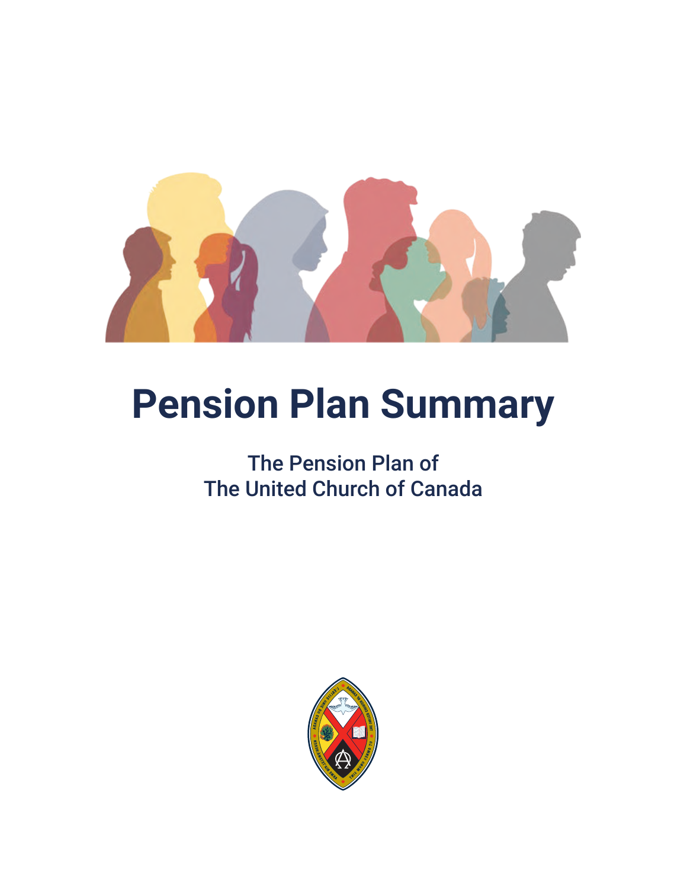# Pension Plan Summary

The Pension Plan of
The United Church of Canada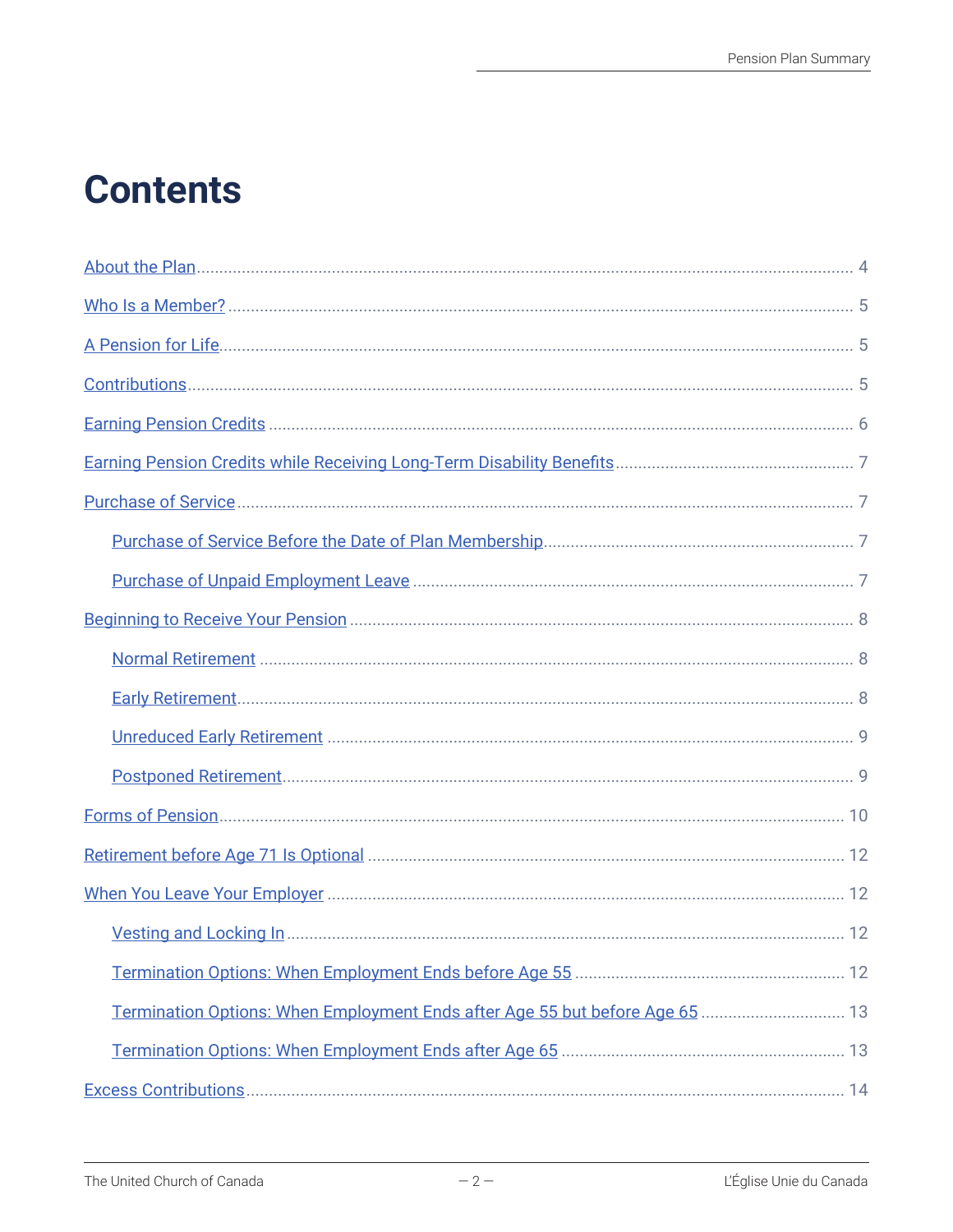# Contents

- About the Plan ... 4
- Who Is a Member? ... 5
- A Pension for Life ... 5
- Contributions ... 5
- Earning Pension Credits ... 6
- Earning Pension Credits while Receiving Long-Term Disability Benefits ... 7
- Purchase of Service ... 7
  - Purchase of Service Before the Date of Plan Membership ... 7
  - Purchase of Unpaid Employment Leave ... 7
- Beginning to Receive Your Pension ... 8
  - Normal Retirement ... 8
  - Early Retirement ... 8
  - Unreduced Early Retirement ... 9
  - Postponed Retirement ... 9
- Forms of Pension ... 10
- Retirement before Age 71 Is Optional ... 12
- When You Leave Your Employer ... 12
  - Vesting and Locking In ... 12
  - Termination Options: When Employment Ends before Age 55 ... 12
  - Termination Options: When Employment Ends after Age 55 but before Age 65 ... 13
  - Termination Options: When Employment Ends after Age 65 ... 13
- Excess Contributions ... 14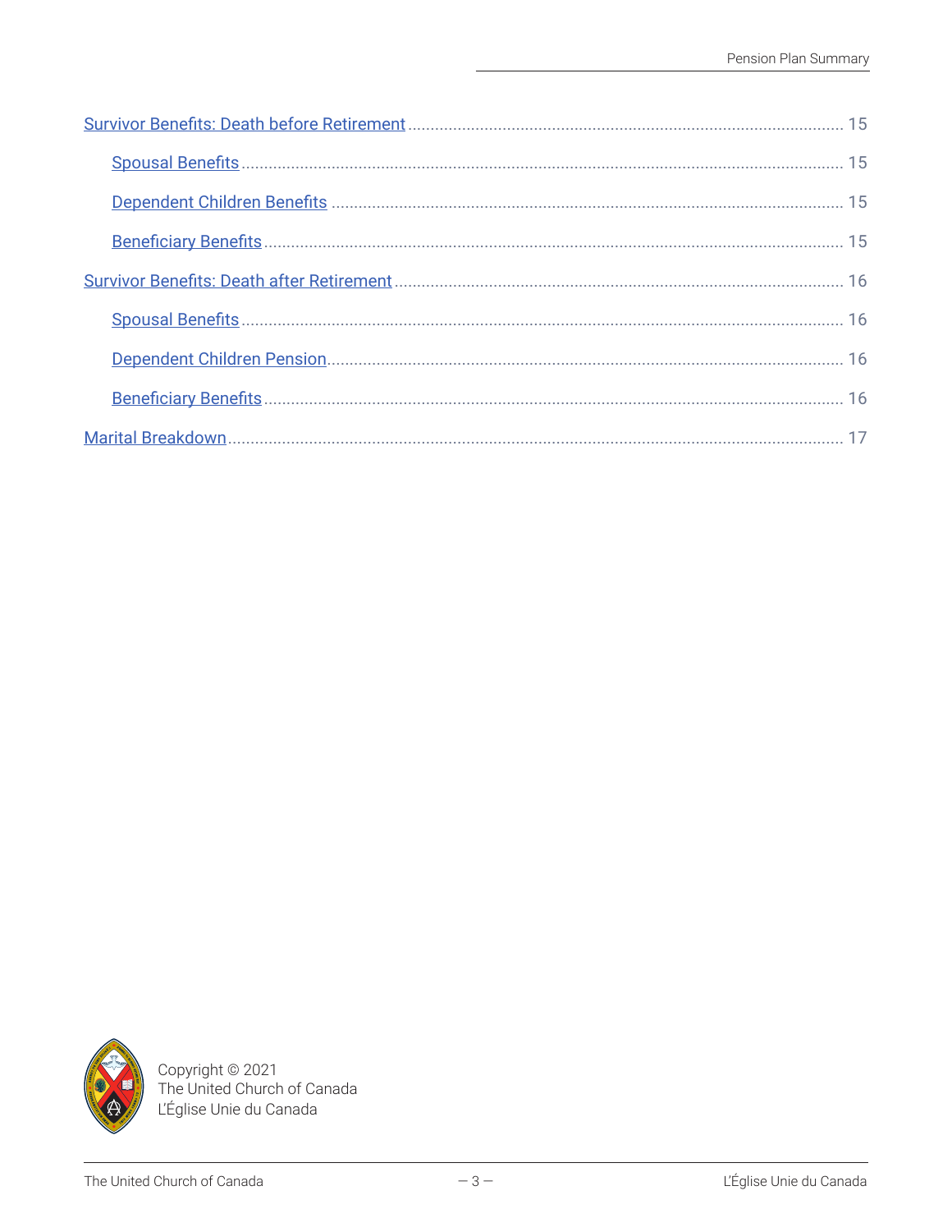- [Survivor Benefits: Death before Retirement](#) ........ 15
  - [Spousal Benefits](#) ........ 15
  - [Dependent Children Benefits](#) ........ 15
  - [Beneficiary Benefits](#) ........ 15
- [Survivor Benefits: Death after Retirement](#) ........ 16
  - [Spousal Benefits](#) ........ 16
  - [Dependent Children Pension](#) ........ 16
  - [Beneficiary Benefits](#) ........ 16
- [Marital Breakdown](#) ........ 17

Copyright © 2021
The United Church of Canada
L'Église Unie du Canada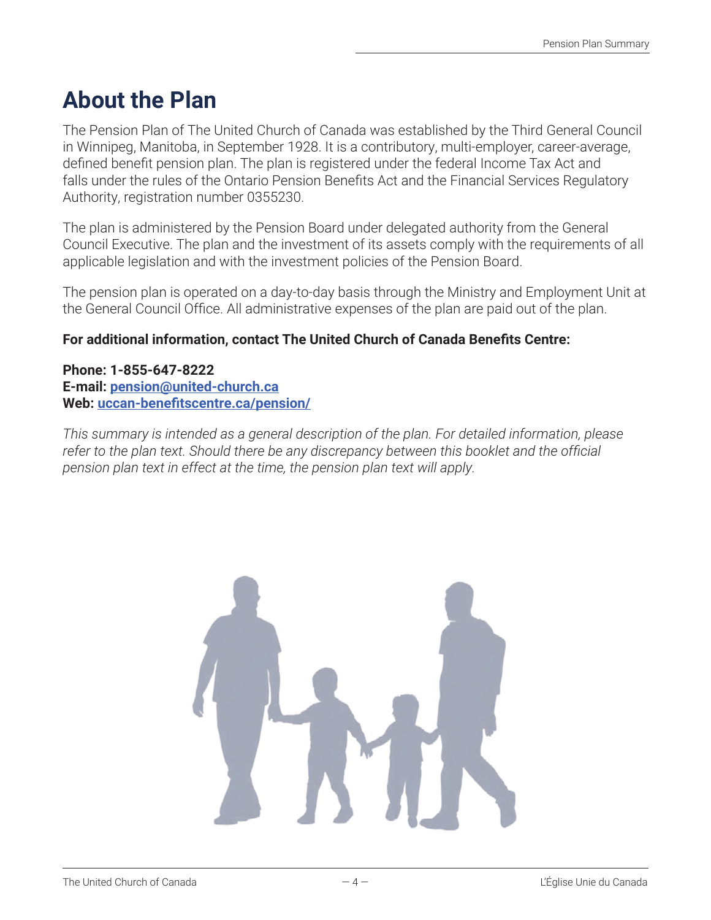# About the Plan

The Pension Plan of The United Church of Canada was established by the Third General Council in Winnipeg, Manitoba, in September 1928. It is a contributory, multi-employer, career-average, defined benefit pension plan. The plan is registered under the federal Income Tax Act and falls under the rules of the Ontario Pension Benefits Act and the Financial Services Regulatory Authority, registration number 0355230.

The plan is administered by the Pension Board under delegated authority from the General Council Executive. The plan and the investment of its assets comply with the requirements of all applicable legislation and with the investment policies of the Pension Board.

The pension plan is operated on a day-to-day basis through the Ministry and Employment Unit at the General Council Office. All administrative expenses of the plan are paid out of the plan.

**For additional information, contact The United Church of Canada Benefits Centre:**

**Phone: 1-855-647-8222**
**E-mail: pension@united-church.ca**
**Web: uccan-benefitscentre.ca/pension/**

*This summary is intended as a general description of the plan. For detailed information, please refer to the plan text. Should there be any discrepancy between this booklet and the official pension plan text in effect at the time, the pension plan text will apply.*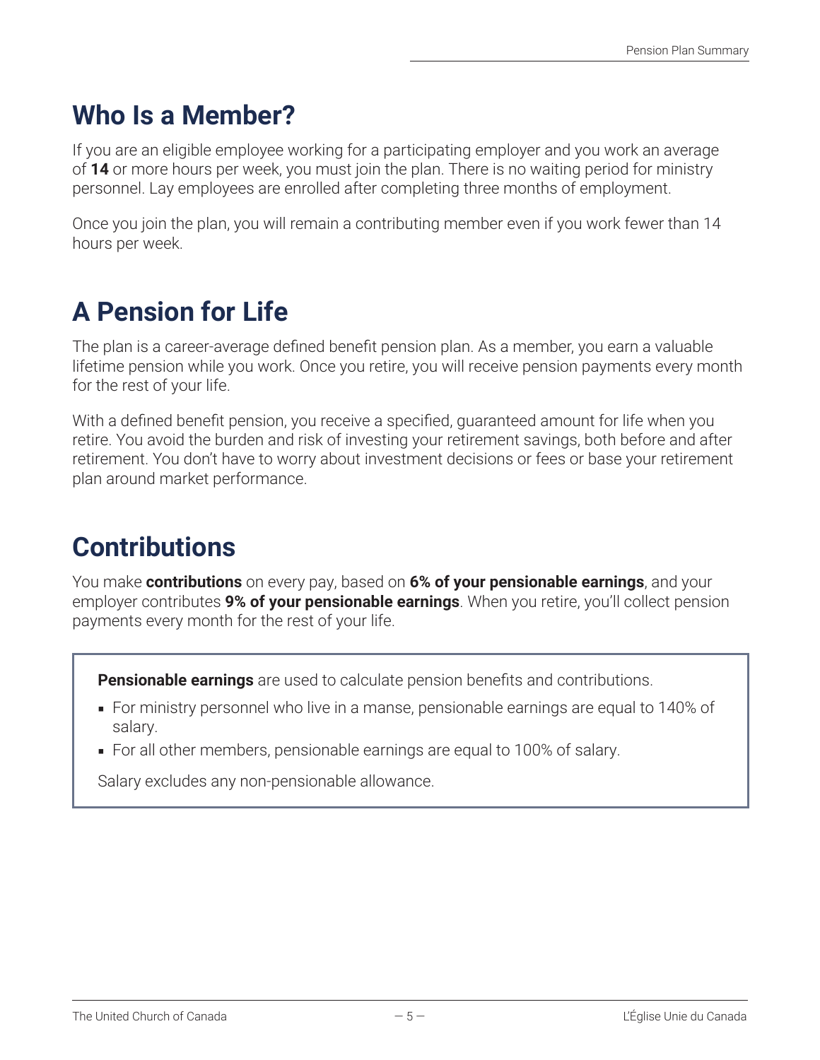## Who Is a Member?

If you are an eligible employee working for a participating employer and you work an average of **14** or more hours per week, you must join the plan. There is no waiting period for ministry personnel. Lay employees are enrolled after completing three months of employment.

Once you join the plan, you will remain a contributing member even if you work fewer than 14 hours per week.

## A Pension for Life

The plan is a career-average defined benefit pension plan. As a member, you earn a valuable lifetime pension while you work. Once you retire, you will receive pension payments every month for the rest of your life.

With a defined benefit pension, you receive a specified, guaranteed amount for life when you retire. You avoid the burden and risk of investing your retirement savings, both before and after retirement. You don't have to worry about investment decisions or fees or base your retirement plan around market performance.

## Contributions

You make **contributions** on every pay, based on **6% of your pensionable earnings**, and your employer contributes **9% of your pensionable earnings**. When you retire, you'll collect pension payments every month for the rest of your life.

**Pensionable earnings** are used to calculate pension benefits and contributions.

- For ministry personnel who live in a manse, pensionable earnings are equal to 140% of salary.
- For all other members, pensionable earnings are equal to 100% of salary.

Salary excludes any non-pensionable allowance.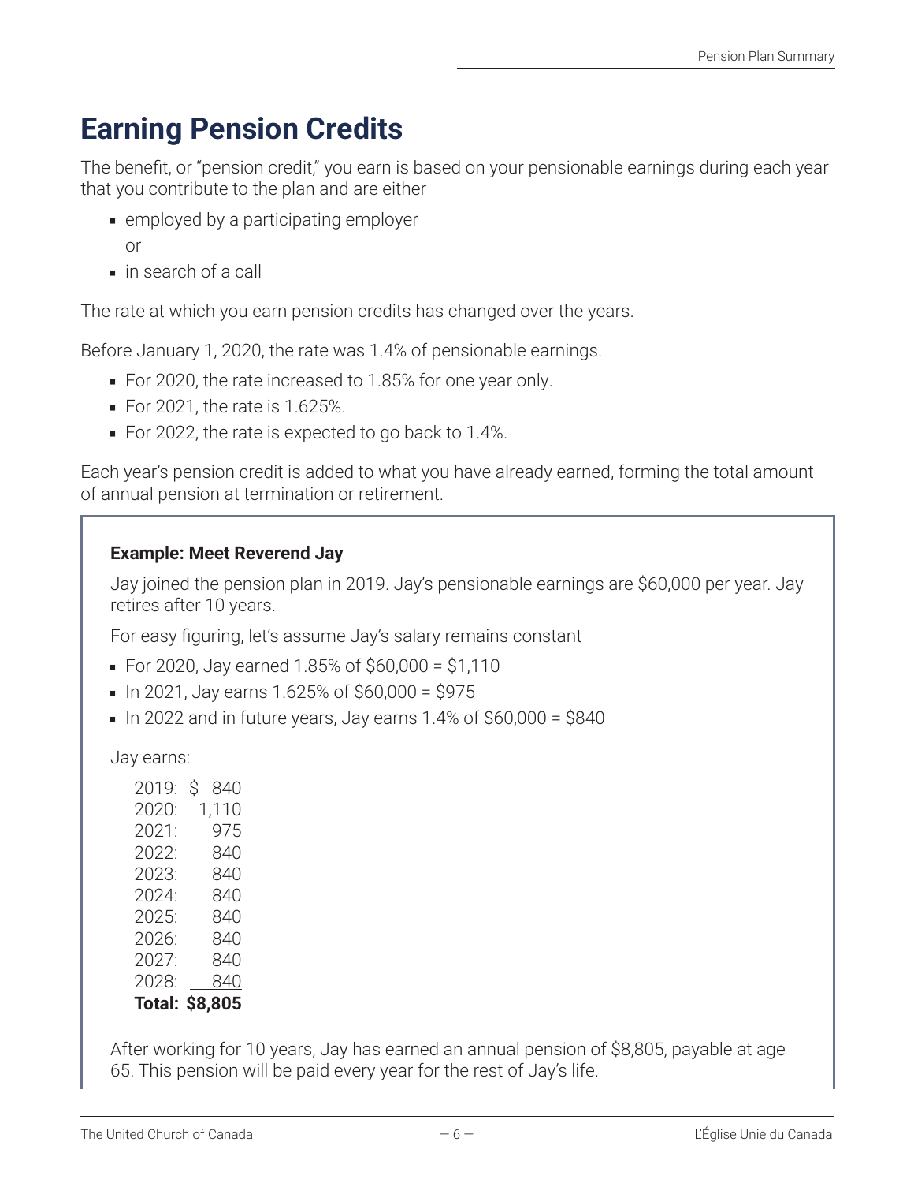# Earning Pension Credits

The benefit, or "pension credit," you earn is based on your pensionable earnings during each year that you contribute to the plan and are either

- employed by a participating employer

  or

- in search of a call

The rate at which you earn pension credits has changed over the years.

Before January 1, 2020, the rate was 1.4% of pensionable earnings.

- For 2020, the rate increased to 1.85% for one year only.
- For 2021, the rate is 1.625%.
- For 2022, the rate is expected to go back to 1.4%.

Each year's pension credit is added to what you have already earned, forming the total amount of annual pension at termination or retirement.

**Example: Meet Reverend Jay**

Jay joined the pension plan in 2019. Jay's pensionable earnings are $60,000 per year. Jay retires after 10 years.

For easy figuring, let's assume Jay's salary remains constant

- For 2020, Jay earned 1.85% of $60,000 = $1,110
- In 2021, Jay earns 1.625% of $60,000 = $975
- In 2022 and in future years, Jay earns 1.4% of $60,000 = $840

Jay earns:

| | |
|---|---|
| 2019: | $ 840 |
| 2020: | 1,110 |
| 2021: | 975 |
| 2022: | 840 |
| 2023: | 840 |
| 2024: | 840 |
| 2025: | 840 |
| 2026: | 840 |
| 2027: | 840 |
| 2028: | 840 |
| **Total:** | **$8,805** |

After working for 10 years, Jay has earned an annual pension of $8,805, payable at age 65. This pension will be paid every year for the rest of Jay's life.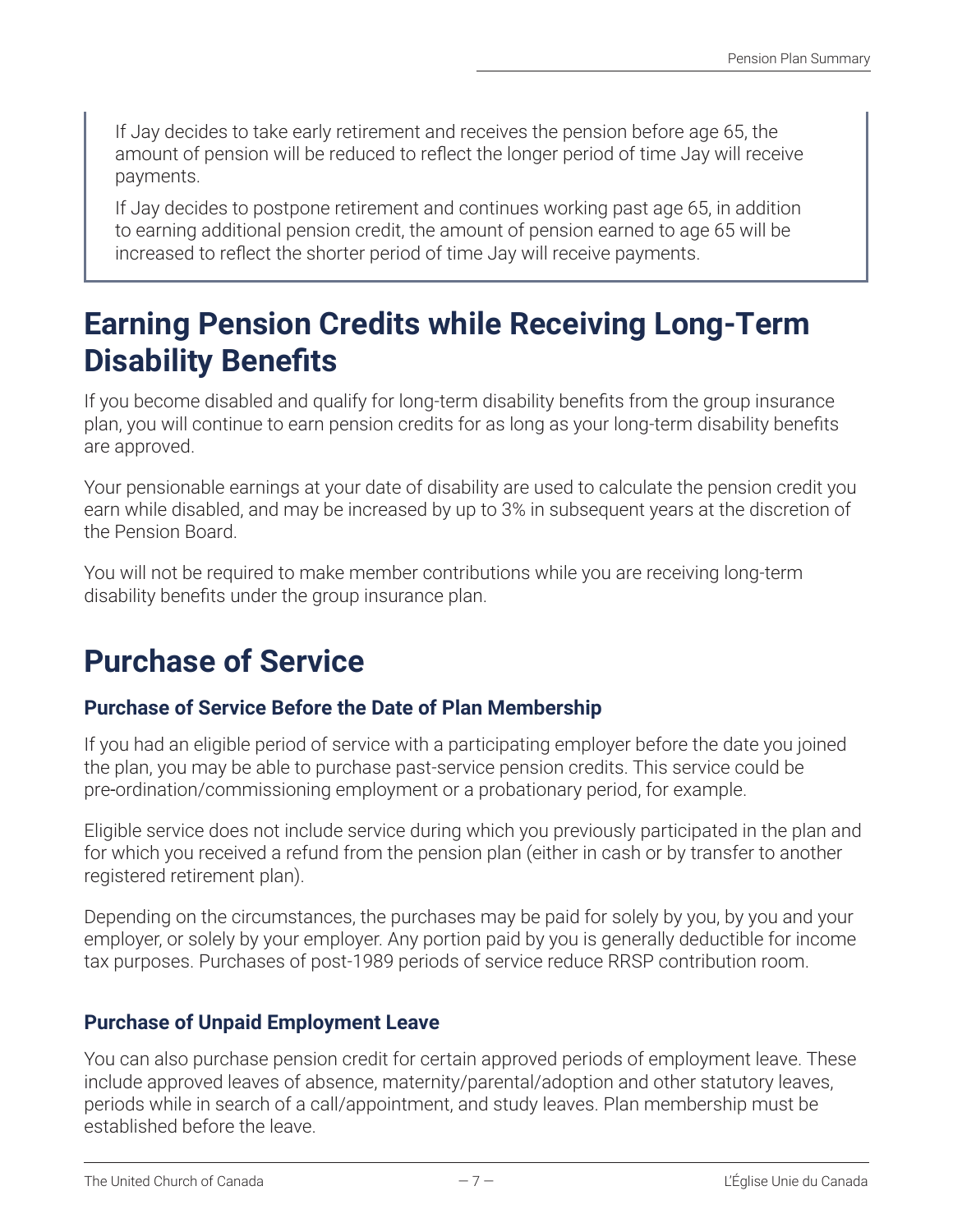> If Jay decides to take early retirement and receives the pension before age 65, the amount of pension will be reduced to reflect the longer period of time Jay will receive payments.
>
> If Jay decides to postpone retirement and continues working past age 65, in addition to earning additional pension credit, the amount of pension earned to age 65 will be increased to reflect the shorter period of time Jay will receive payments.

## Earning Pension Credits while Receiving Long-Term Disability Benefits

If you become disabled and qualify for long-term disability benefits from the group insurance plan, you will continue to earn pension credits for as long as your long-term disability benefits are approved.

Your pensionable earnings at your date of disability are used to calculate the pension credit you earn while disabled, and may be increased by up to 3% in subsequent years at the discretion of the Pension Board.

You will not be required to make member contributions while you are receiving long-term disability benefits under the group insurance plan.

## Purchase of Service

### Purchase of Service Before the Date of Plan Membership

If you had an eligible period of service with a participating employer before the date you joined the plan, you may be able to purchase past-service pension credits. This service could be pre-ordination/commissioning employment or a probationary period, for example.

Eligible service does not include service during which you previously participated in the plan and for which you received a refund from the pension plan (either in cash or by transfer to another registered retirement plan).

Depending on the circumstances, the purchases may be paid for solely by you, by you and your employer, or solely by your employer. Any portion paid by you is generally deductible for income tax purposes. Purchases of post-1989 periods of service reduce RRSP contribution room.

### Purchase of Unpaid Employment Leave

You can also purchase pension credit for certain approved periods of employment leave. These include approved leaves of absence, maternity/parental/adoption and other statutory leaves, periods while in search of a call/appointment, and study leaves. Plan membership must be established before the leave.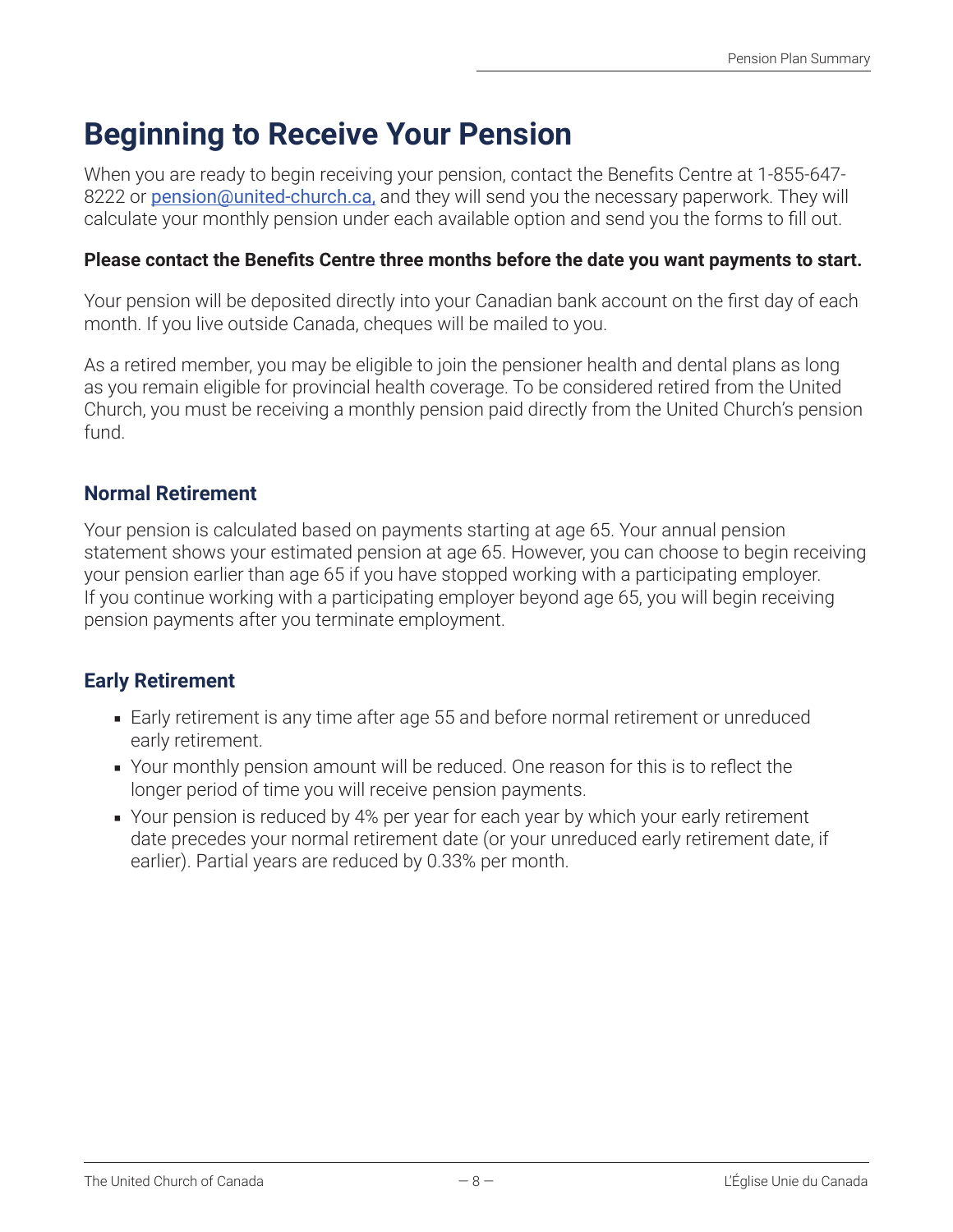# Beginning to Receive Your Pension

When you are ready to begin receiving your pension, contact the Benefits Centre at 1-855-647-8222 or [pension@united-church.ca,](mailto:pension@united-church.ca) and they will send you the necessary paperwork. They will calculate your monthly pension under each available option and send you the forms to fill out.

**Please contact the Benefits Centre three months before the date you want payments to start.**

Your pension will be deposited directly into your Canadian bank account on the first day of each month. If you live outside Canada, cheques will be mailed to you.

As a retired member, you may be eligible to join the pensioner health and dental plans as long as you remain eligible for provincial health coverage. To be considered retired from the United Church, you must be receiving a monthly pension paid directly from the United Church's pension fund.

## Normal Retirement

Your pension is calculated based on payments starting at age 65. Your annual pension statement shows your estimated pension at age 65. However, you can choose to begin receiving your pension earlier than age 65 if you have stopped working with a participating employer. If you continue working with a participating employer beyond age 65, you will begin receiving pension payments after you terminate employment.

## Early Retirement

- Early retirement is any time after age 55 and before normal retirement or unreduced early retirement.
- Your monthly pension amount will be reduced. One reason for this is to reflect the longer period of time you will receive pension payments.
- Your pension is reduced by 4% per year for each year by which your early retirement date precedes your normal retirement date (or your unreduced early retirement date, if earlier). Partial years are reduced by 0.33% per month.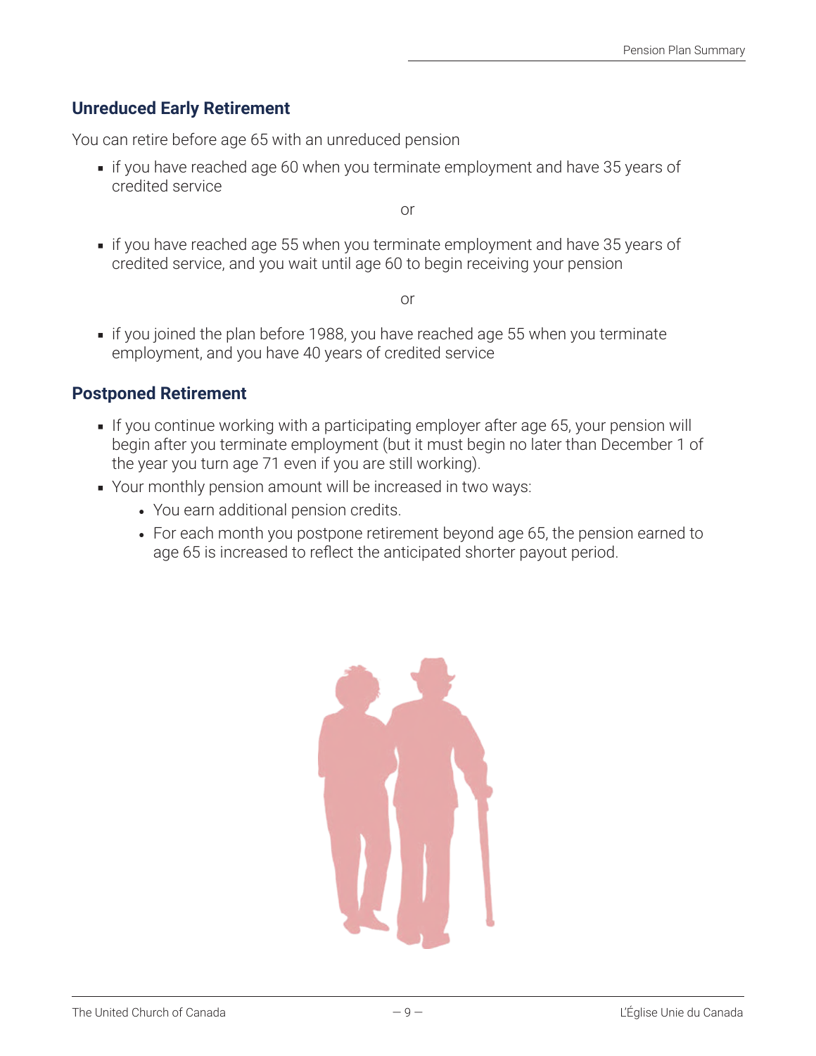## Unreduced Early Retirement

You can retire before age 65 with an unreduced pension

- if you have reached age 60 when you terminate employment and have 35 years of credited service

or

- if you have reached age 55 when you terminate employment and have 35 years of credited service, and you wait until age 60 to begin receiving your pension

or

- if you joined the plan before 1988, you have reached age 55 when you terminate employment, and you have 40 years of credited service

## Postponed Retirement

- If you continue working with a participating employer after age 65, your pension will begin after you terminate employment (but it must begin no later than December 1 of the year you turn age 71 even if you are still working).
- Your monthly pension amount will be increased in two ways:
  - You earn additional pension credits.
  - For each month you postpone retirement beyond age 65, the pension earned to age 65 is increased to reflect the anticipated shorter payout period.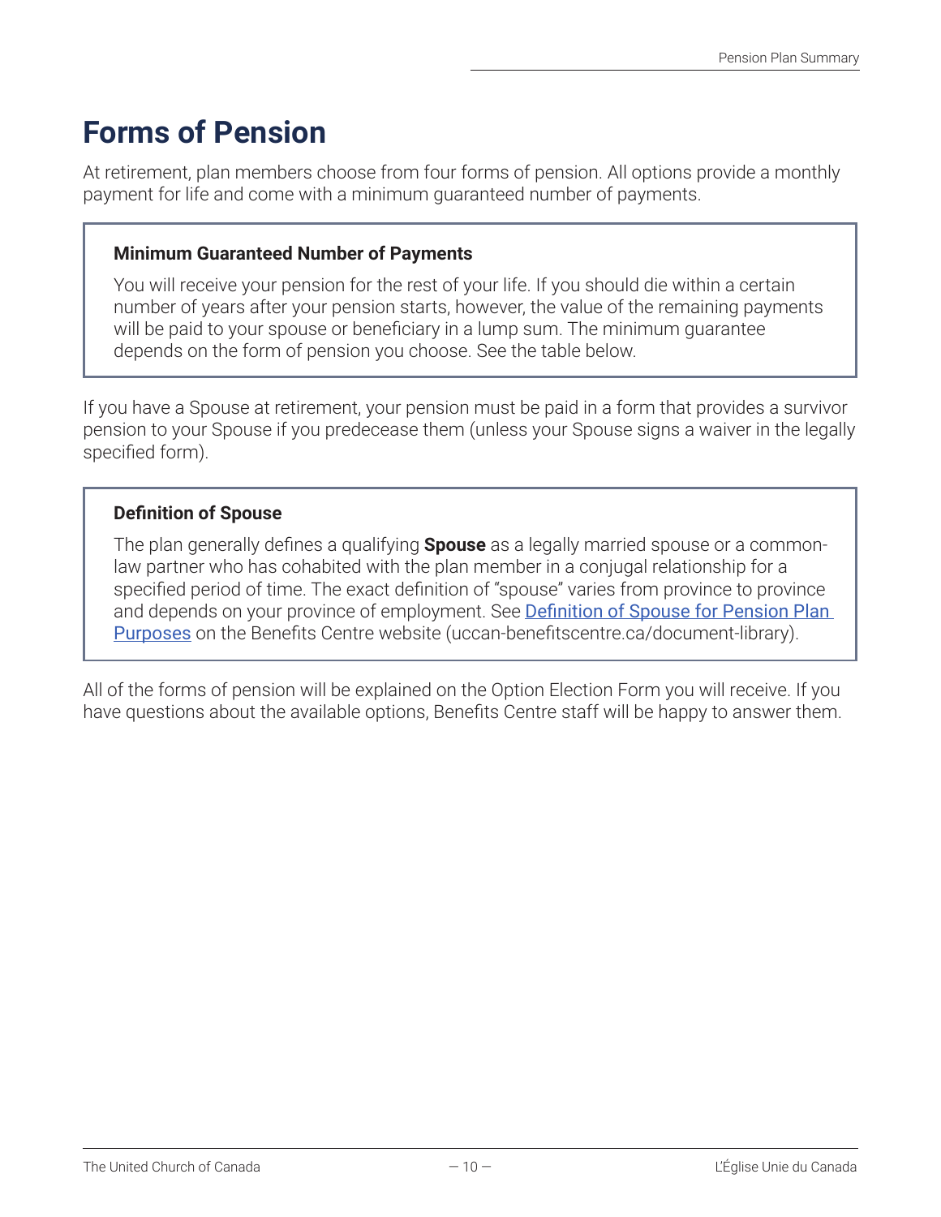# Forms of Pension

At retirement, plan members choose from four forms of pension. All options provide a monthly payment for life and come with a minimum guaranteed number of payments.

**Minimum Guaranteed Number of Payments**

You will receive your pension for the rest of your life. If you should die within a certain number of years after your pension starts, however, the value of the remaining payments will be paid to your spouse or beneficiary in a lump sum. The minimum guarantee depends on the form of pension you choose. See the table below.

If you have a Spouse at retirement, your pension must be paid in a form that provides a survivor pension to your Spouse if you predecease them (unless your Spouse signs a waiver in the legally specified form).

**Definition of Spouse**

The plan generally defines a qualifying **Spouse** as a legally married spouse or a common-law partner who has cohabited with the plan member in a conjugal relationship for a specified period of time. The exact definition of "spouse" varies from province to province and depends on your province of employment. See Definition of Spouse for Pension Plan Purposes on the Benefits Centre website (uccan-benefitscentre.ca/document-library).

All of the forms of pension will be explained on the Option Election Form you will receive. If you have questions about the available options, Benefits Centre staff will be happy to answer them.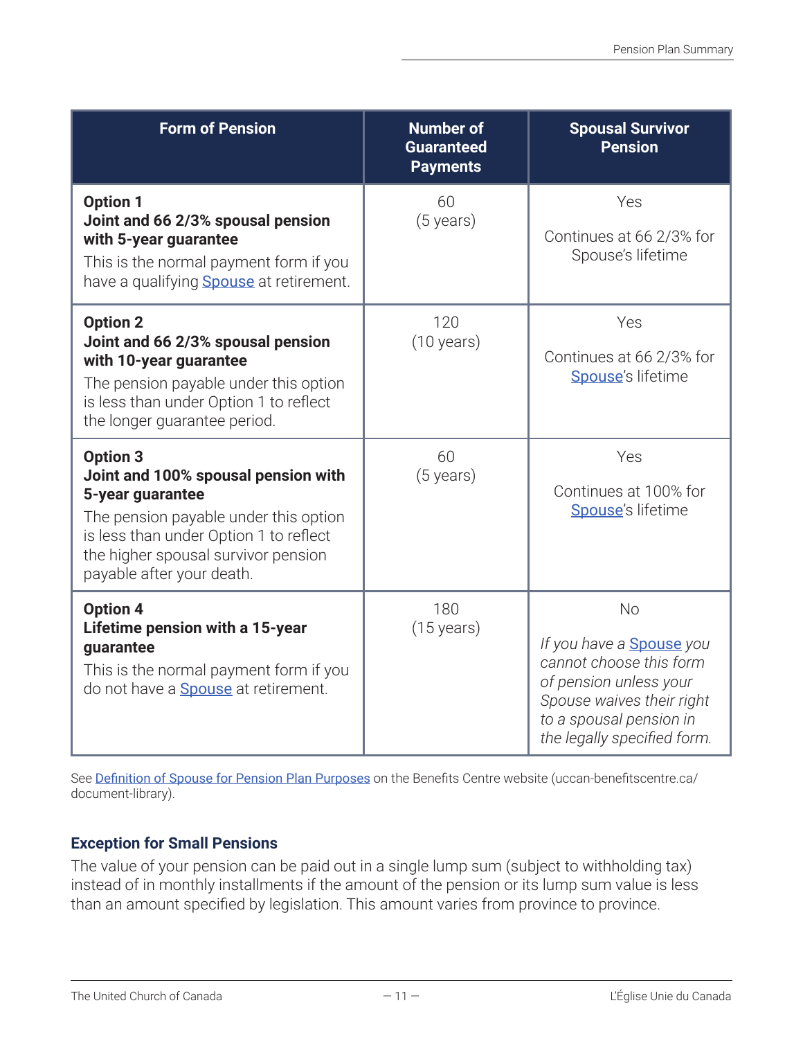| Form of Pension | Number of Guaranteed Payments | Spousal Survivor Pension |
| --- | --- | --- |
| **Option 1**<br>**Joint and 66 2/3% spousal pension with 5-year guarantee**<br>This is the normal payment form if you have a qualifying Spouse at retirement. | 60<br>(5 years) | Yes<br><br>Continues at 66 2/3% for Spouse's lifetime |
| **Option 2**<br>**Joint and 66 2/3% spousal pension with 10-year guarantee**<br>The pension payable under this option is less than under Option 1 to reflect the longer guarantee period. | 120<br>(10 years) | Yes<br><br>Continues at 66 2/3% for Spouse's lifetime |
| **Option 3**<br>**Joint and 100% spousal pension with 5-year guarantee**<br>The pension payable under this option is less than under Option 1 to reflect the higher spousal survivor pension payable after your death. | 60<br>(5 years) | Yes<br><br>Continues at 100% for Spouse's lifetime |
| **Option 4**<br>**Lifetime pension with a 15-year guarantee**<br>This is the normal payment form if you do not have a Spouse at retirement. | 180<br>(15 years) | No<br><br>*If you have a Spouse you cannot choose this form of pension unless your Spouse waives their right to a spousal pension in the legally specified form.* |

See Definition of Spouse for Pension Plan Purposes on the Benefits Centre website (uccan-benefitscentre.ca/document-library).

### Exception for Small Pensions

The value of your pension can be paid out in a single lump sum (subject to withholding tax) instead of in monthly installments if the amount of the pension or its lump sum value is less than an amount specified by legislation. This amount varies from province to province.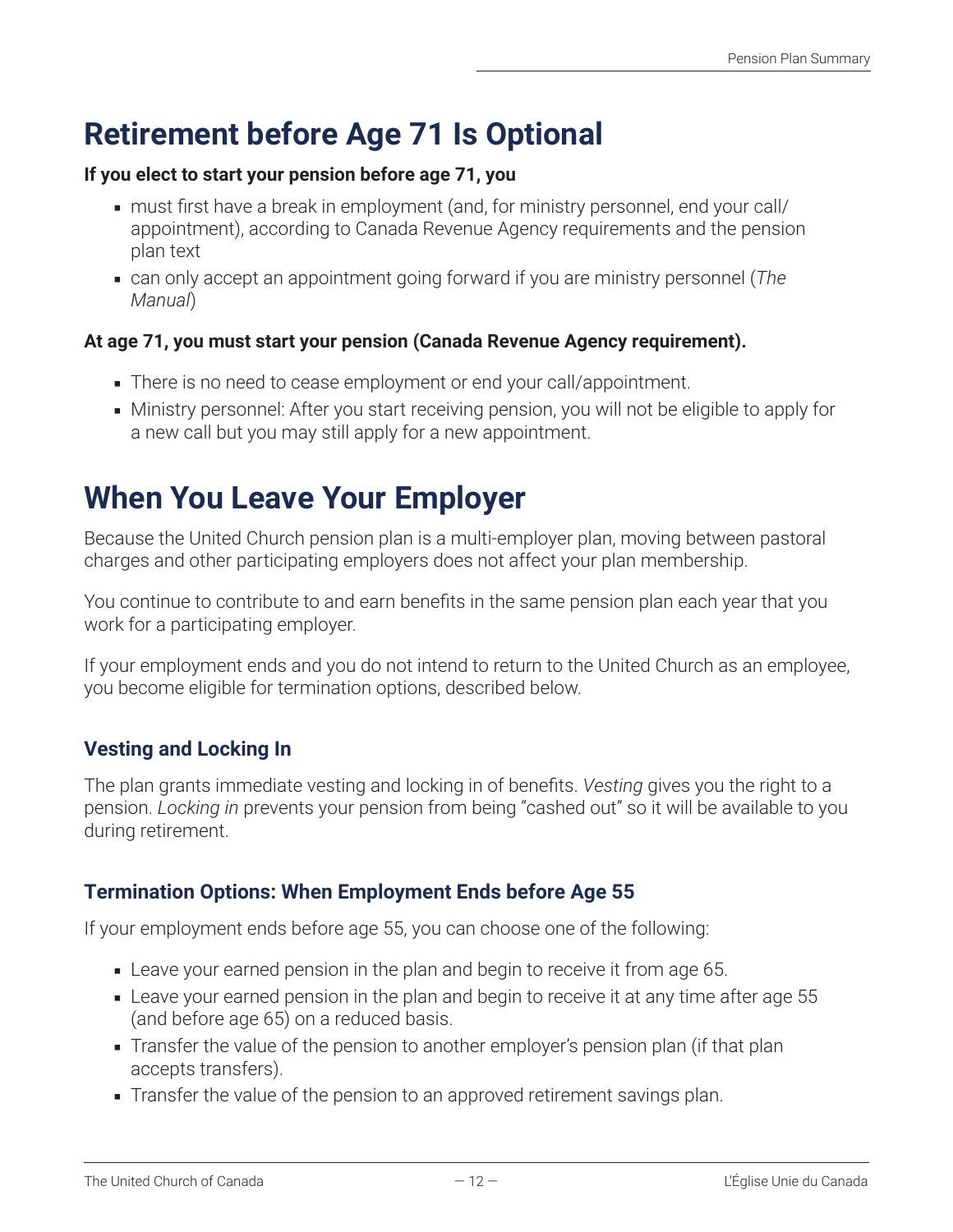# Retirement before Age 71 Is Optional

**If you elect to start your pension before age 71, you**

- must first have a break in employment (and, for ministry personnel, end your call/appointment), according to Canada Revenue Agency requirements and the pension plan text
- can only accept an appointment going forward if you are ministry personnel (*The Manual*)

**At age 71, you must start your pension (Canada Revenue Agency requirement).**

- There is no need to cease employment or end your call/appointment.
- Ministry personnel: After you start receiving pension, you will not be eligible to apply for a new call but you may still apply for a new appointment.

# When You Leave Your Employer

Because the United Church pension plan is a multi-employer plan, moving between pastoral charges and other participating employers does not affect your plan membership.

You continue to contribute to and earn benefits in the same pension plan each year that you work for a participating employer.

If your employment ends and you do not intend to return to the United Church as an employee, you become eligible for termination options, described below.

## Vesting and Locking In

The plan grants immediate vesting and locking in of benefits. *Vesting* gives you the right to a pension. *Locking in* prevents your pension from being "cashed out" so it will be available to you during retirement.

## Termination Options: When Employment Ends before Age 55

If your employment ends before age 55, you can choose one of the following:

- Leave your earned pension in the plan and begin to receive it from age 65.
- Leave your earned pension in the plan and begin to receive it at any time after age 55 (and before age 65) on a reduced basis.
- Transfer the value of the pension to another employer's pension plan (if that plan accepts transfers).
- Transfer the value of the pension to an approved retirement savings plan.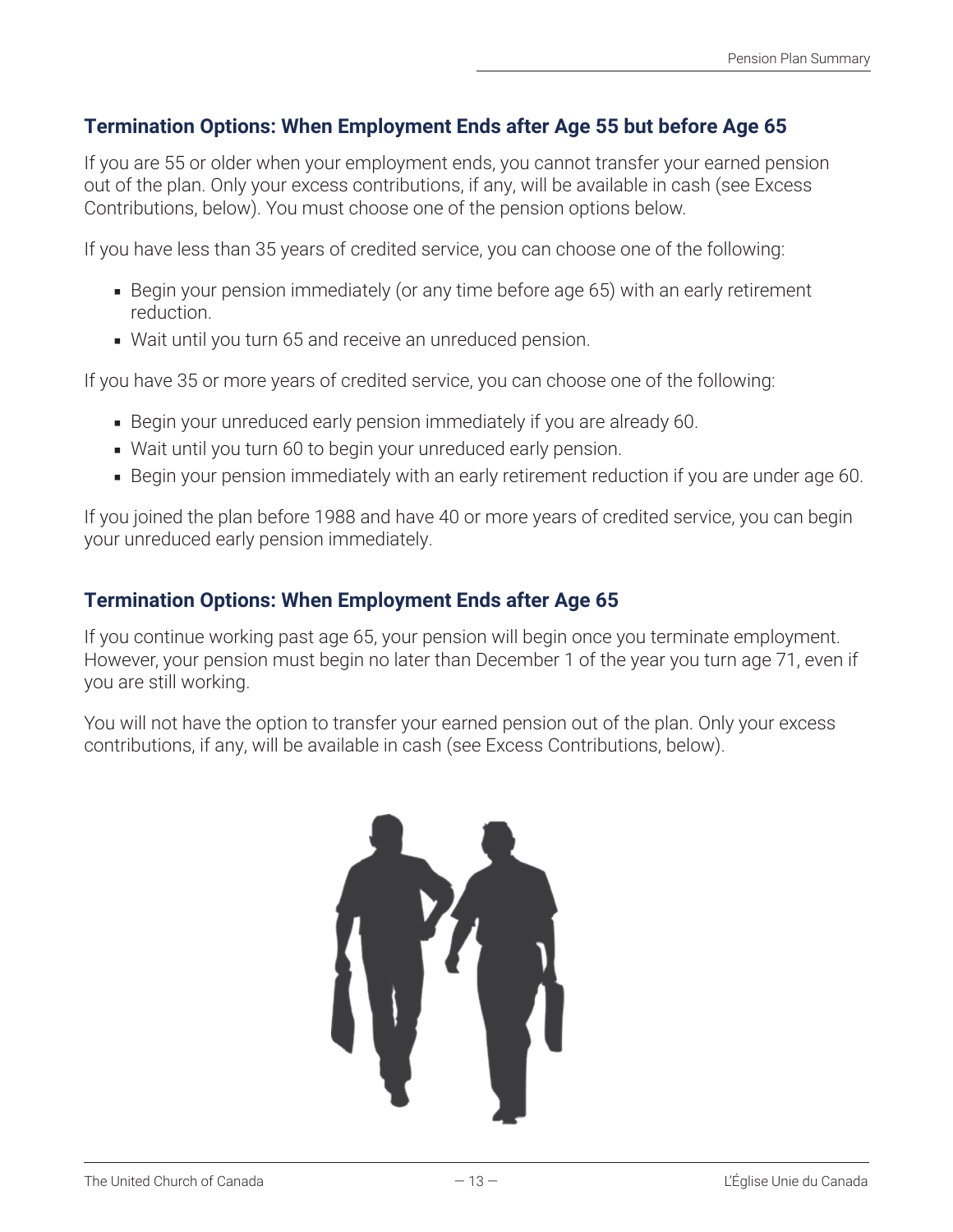## Termination Options: When Employment Ends after Age 55 but before Age 65

If you are 55 or older when your employment ends, you cannot transfer your earned pension out of the plan. Only your excess contributions, if any, will be available in cash (see Excess Contributions, below). You must choose one of the pension options below.

If you have less than 35 years of credited service, you can choose one of the following:

- Begin your pension immediately (or any time before age 65) with an early retirement reduction.
- Wait until you turn 65 and receive an unreduced pension.

If you have 35 or more years of credited service, you can choose one of the following:

- Begin your unreduced early pension immediately if you are already 60.
- Wait until you turn 60 to begin your unreduced early pension.
- Begin your pension immediately with an early retirement reduction if you are under age 60.

If you joined the plan before 1988 and have 40 or more years of credited service, you can begin your unreduced early pension immediately.

## Termination Options: When Employment Ends after Age 65

If you continue working past age 65, your pension will begin once you terminate employment. However, your pension must begin no later than December 1 of the year you turn age 71, even if you are still working.

You will not have the option to transfer your earned pension out of the plan. Only your excess contributions, if any, will be available in cash (see Excess Contributions, below).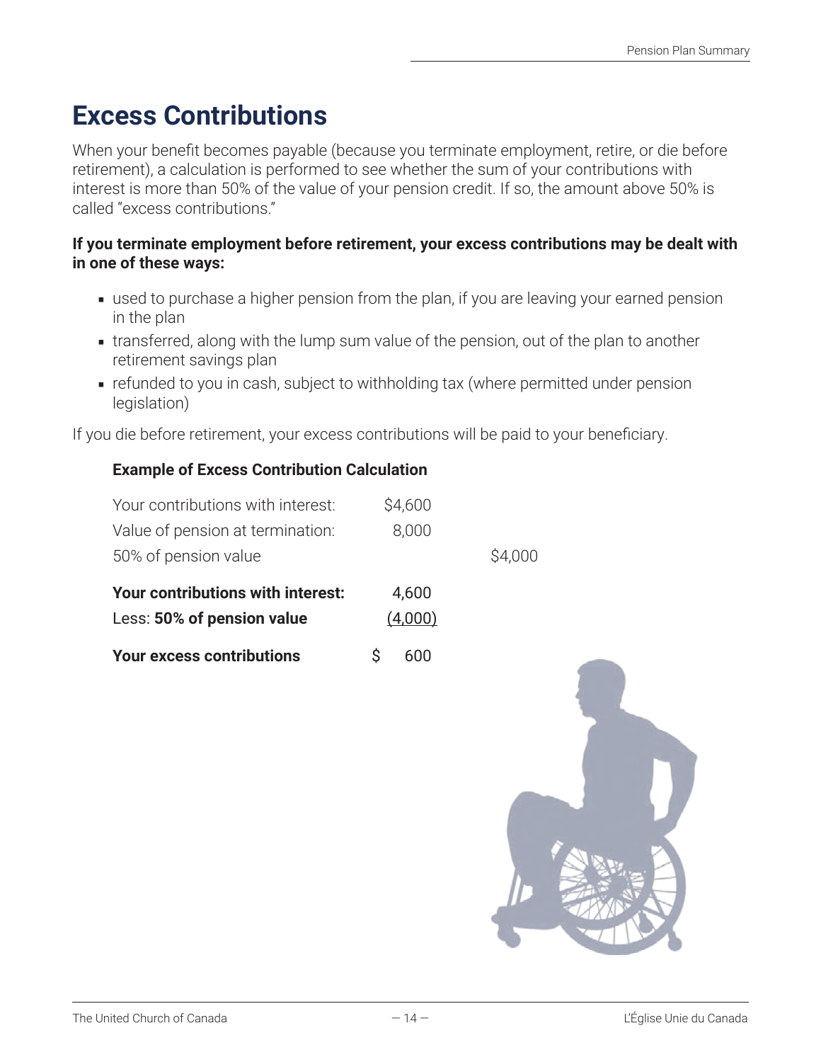# Excess Contributions

When your benefit becomes payable (because you terminate employment, retire, or die before retirement), a calculation is performed to see whether the sum of your contributions with interest is more than 50% of the value of your pension credit. If so, the amount above 50% is called "excess contributions."

**If you terminate employment before retirement, your excess contributions may be dealt with in one of these ways:**

- used to purchase a higher pension from the plan, if you are leaving your earned pension in the plan
- transferred, along with the lump sum value of the pension, out of the plan to another retirement savings plan
- refunded to you in cash, subject to withholding tax (where permitted under pension legislation)

If you die before retirement, your excess contributions will be paid to your beneficiary.

**Example of Excess Contribution Calculation**

| | | |
|---|---|---|
| Your contributions with interest: | $4,600 | |
| Value of pension at termination: | 8,000 | |
| 50% of pension value | | $4,000 |
| **Your contributions with interest:** | 4,600 | |
| Less: **50% of pension value** | (4,000) | |
| **Your excess contributions** | $ 600 | |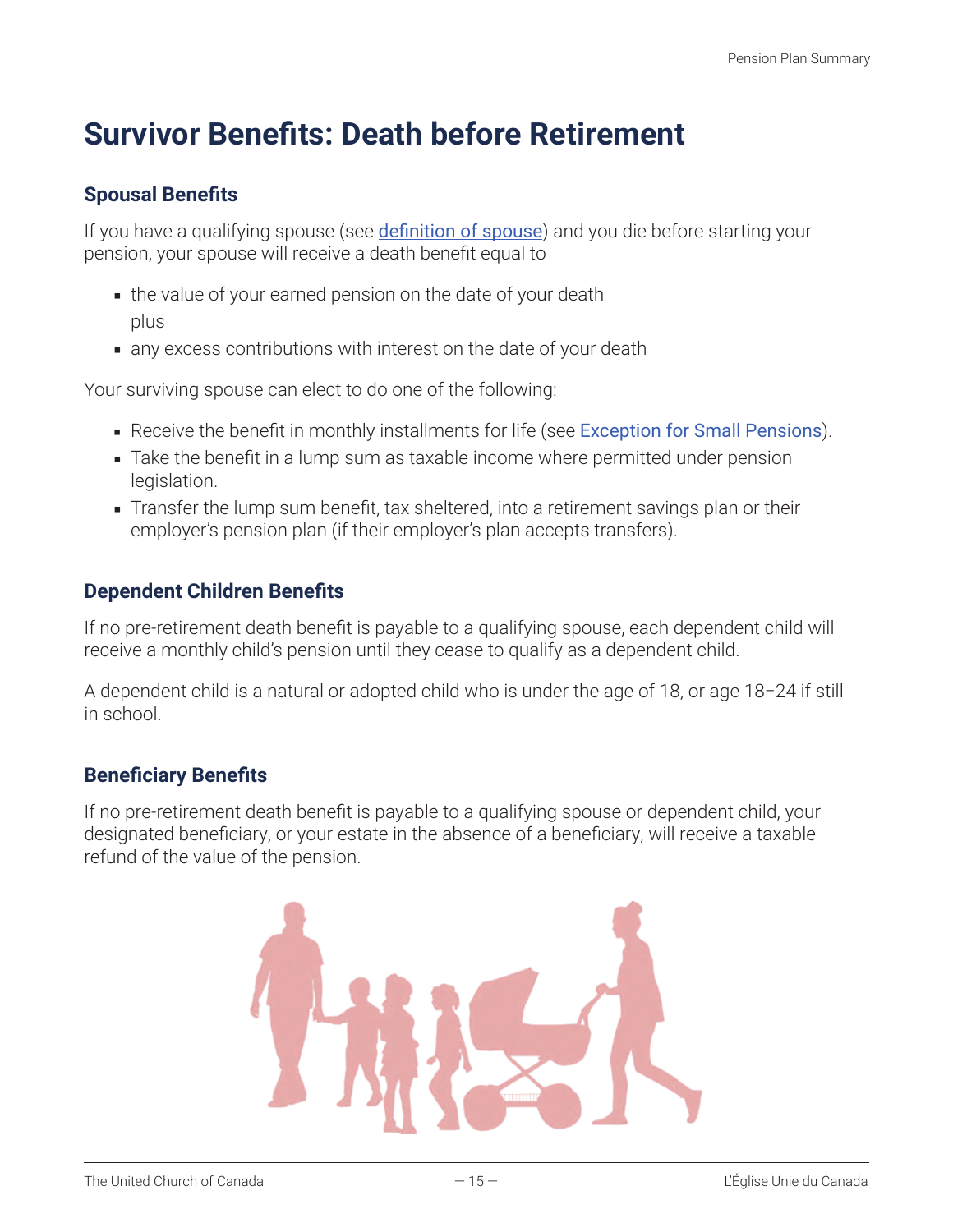# Survivor Benefits: Death before Retirement

## Spousal Benefits

If you have a qualifying spouse (see definition of spouse) and you die before starting your pension, your spouse will receive a death benefit equal to

- the value of your earned pension on the date of your death
  plus
- any excess contributions with interest on the date of your death

Your surviving spouse can elect to do one of the following:

- Receive the benefit in monthly installments for life (see Exception for Small Pensions).
- Take the benefit in a lump sum as taxable income where permitted under pension legislation.
- Transfer the lump sum benefit, tax sheltered, into a retirement savings plan or their employer's pension plan (if their employer's plan accepts transfers).

## Dependent Children Benefits

If no pre-retirement death benefit is payable to a qualifying spouse, each dependent child will receive a monthly child's pension until they cease to qualify as a dependent child.

A dependent child is a natural or adopted child who is under the age of 18, or age 18–24 if still in school.

## Beneficiary Benefits

If no pre-retirement death benefit is payable to a qualifying spouse or dependent child, your designated beneficiary, or your estate in the absence of a beneficiary, will receive a taxable refund of the value of the pension.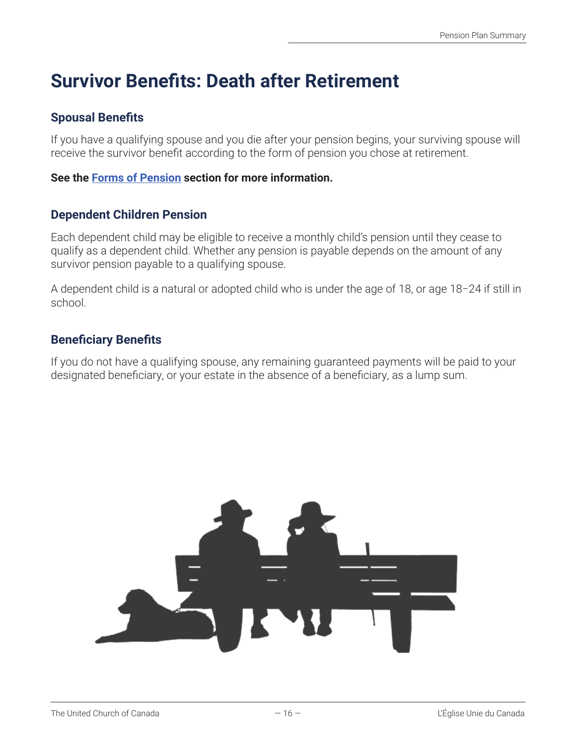# Survivor Benefits: Death after Retirement

## Spousal Benefits

If you have a qualifying spouse and you die after your pension begins, your surviving spouse will receive the survivor benefit according to the form of pension you chose at retirement.

**See the Forms of Pension section for more information.**

## Dependent Children Pension

Each dependent child may be eligible to receive a monthly child's pension until they cease to qualify as a dependent child. Whether any pension is payable depends on the amount of any survivor pension payable to a qualifying spouse.

A dependent child is a natural or adopted child who is under the age of 18, or age 18–24 if still in school.

## Beneficiary Benefits

If you do not have a qualifying spouse, any remaining guaranteed payments will be paid to your designated beneficiary, or your estate in the absence of a beneficiary, as a lump sum.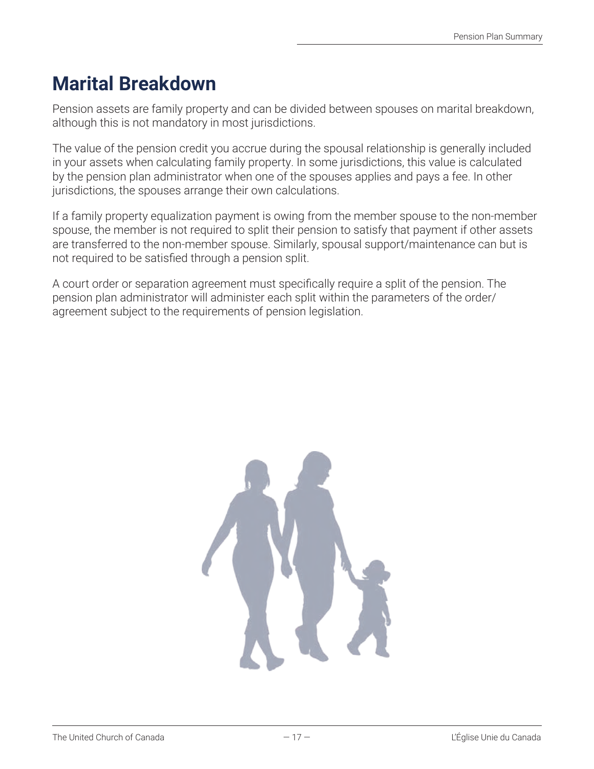# Marital Breakdown

Pension assets are family property and can be divided between spouses on marital breakdown, although this is not mandatory in most jurisdictions.

The value of the pension credit you accrue during the spousal relationship is generally included in your assets when calculating family property. In some jurisdictions, this value is calculated by the pension plan administrator when one of the spouses applies and pays a fee. In other jurisdictions, the spouses arrange their own calculations.

If a family property equalization payment is owing from the member spouse to the non-member spouse, the member is not required to split their pension to satisfy that payment if other assets are transferred to the non-member spouse. Similarly, spousal support/maintenance can but is not required to be satisfied through a pension split.

A court order or separation agreement must specifically require a split of the pension. The pension plan administrator will administer each split within the parameters of the order/agreement subject to the requirements of pension legislation.